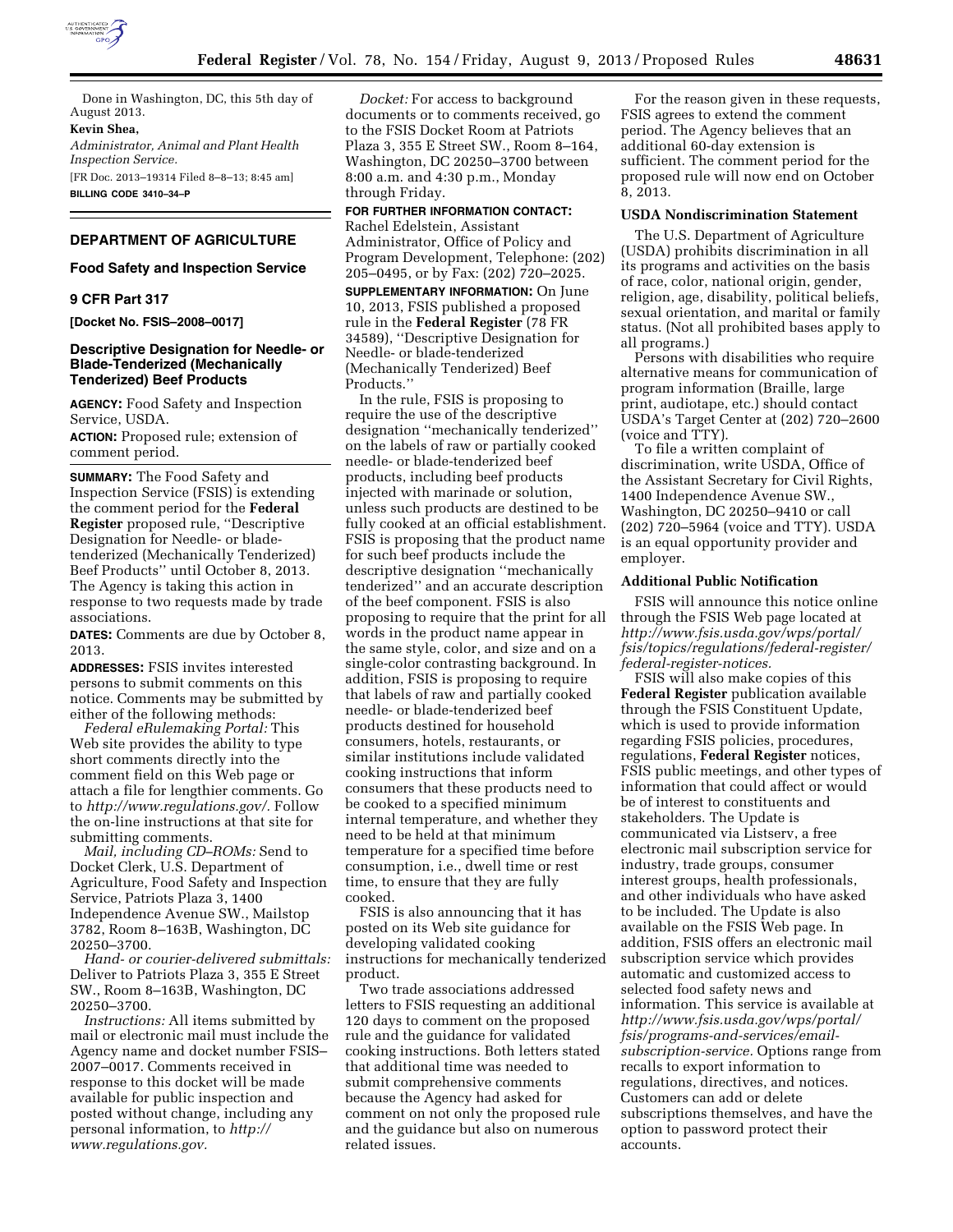Done in Washington, DC, this 5th day of August 2013.

**Kevin Shea,**

*Administrator, Animal and Plant Health Inspection Service.*

[FR Doc. 2013–19314 Filed 8–8–13; 8:45 am]

**BILLING CODE 3410–34–P**

## DEPARTMENT OF AGRICULTURE

### Food Safety and Inspection Service

### 9 CFR Part 317

**[Docket No. FSIS–2008–0017]**

### Descriptive Designation for Needle- or Blade-Tenderized (Mechanically Tenderized) Beef Products

**AGENCY:** Food Safety and Inspection Service, USDA.

**ACTION:** Proposed rule; extension of comment period.

**SUMMARY:** The Food Safety and Inspection Service (FSIS) is extending the comment period for the **Federal Register** proposed rule, ''Descriptive Designation for Needle- or blade-tenderized (Mechanically Tenderized) Beef Products'' until October 8, 2013. The Agency is taking this action in response to two requests made by trade associations.

**DATES:** Comments are due by October 8, 2013.

**ADDRESSES:** FSIS invites interested persons to submit comments on this notice. Comments may be submitted by either of the following methods:

*Federal eRulemaking Portal:* This Web site provides the ability to type short comments directly into the comment field on this Web page or attach a file for lengthier comments. Go to *http://www.regulations.gov/.* Follow the on-line instructions at that site for submitting comments.

*Mail, including CD–ROMs:* Send to Docket Clerk, U.S. Department of Agriculture, Food Safety and Inspection Service, Patriots Plaza 3, 1400 Independence Avenue SW., Mailstop 3782, Room 8–163B, Washington, DC 20250–3700.

*Hand- or courier-delivered submittals:* Deliver to Patriots Plaza 3, 355 E Street SW., Room 8–163B, Washington, DC 20250–3700.

*Instructions:* All items submitted by mail or electronic mail must include the Agency name and docket number FSIS–2007–0017. Comments received in response to this docket will be made available for public inspection and posted without change, including any personal information, to *http://www.regulations.gov.*

*Docket:* For access to background documents or to comments received, go to the FSIS Docket Room at Patriots Plaza 3, 355 E Street SW., Room 8–164, Washington, DC 20250–3700 between 8:00 a.m. and 4:30 p.m., Monday through Friday.

**FOR FURTHER INFORMATION CONTACT:** Rachel Edelstein, Assistant Administrator, Office of Policy and Program Development, Telephone: (202) 205–0495, or by Fax: (202) 720–2025.

**SUPPLEMENTARY INFORMATION:** On June 10, 2013, FSIS published a proposed rule in the **Federal Register** (78 FR 34589), ''Descriptive Designation for Needle- or blade-tenderized (Mechanically Tenderized) Beef Products.''

In the rule, FSIS is proposing to require the use of the descriptive designation ''mechanically tenderized'' on the labels of raw or partially cooked needle- or blade-tenderized beef products, including beef products injected with marinade or solution, unless such products are destined to be fully cooked at an official establishment. FSIS is proposing that the product name for such beef products include the descriptive designation ''mechanically tenderized'' and an accurate description of the beef component. FSIS is also proposing to require that the print for all words in the product name appear in the same style, color, and size and on a single-color contrasting background. In addition, FSIS is proposing to require that labels of raw and partially cooked needle- or blade-tenderized beef products destined for household consumers, hotels, restaurants, or similar institutions include validated cooking instructions that inform consumers that these products need to be cooked to a specified minimum internal temperature, and whether they need to be held at that minimum temperature for a specified time before consumption, i.e., dwell time or rest time, to ensure that they are fully cooked.

FSIS is also announcing that it has posted on its Web site guidance for developing validated cooking instructions for mechanically tenderized product.

Two trade associations addressed letters to FSIS requesting an additional 120 days to comment on the proposed rule and the guidance for validated cooking instructions. Both letters stated that additional time was needed to submit comprehensive comments because the Agency had asked for comment on not only the proposed rule and the guidance but also on numerous related issues.

For the reason given in these requests, FSIS agrees to extend the comment period. The Agency believes that an additional 60-day extension is sufficient. The comment period for the proposed rule will now end on October 8, 2013.

#### USDA Nondiscrimination Statement

The U.S. Department of Agriculture (USDA) prohibits discrimination in all its programs and activities on the basis of race, color, national origin, gender, religion, age, disability, political beliefs, sexual orientation, and marital or family status. (Not all prohibited bases apply to all programs.)

Persons with disabilities who require alternative means for communication of program information (Braille, large print, audiotape, etc.) should contact USDA's Target Center at (202) 720–2600 (voice and TTY).

To file a written complaint of discrimination, write USDA, Office of the Assistant Secretary for Civil Rights, 1400 Independence Avenue SW., Washington, DC 20250–9410 or call (202) 720–5964 (voice and TTY). USDA is an equal opportunity provider and employer.

#### Additional Public Notification

FSIS will announce this notice online through the FSIS Web page located at *http://www.fsis.usda.gov/wps/portal/fsis/topics/regulations/federal-register/federal-register-notices.*

FSIS will also make copies of this **Federal Register** publication available through the FSIS Constituent Update, which is used to provide information regarding FSIS policies, procedures, regulations, **Federal Register** notices, FSIS public meetings, and other types of information that could affect or would be of interest to constituents and stakeholders. The Update is communicated via Listserv, a free electronic mail subscription service for industry, trade groups, consumer interest groups, health professionals, and other individuals who have asked to be included. The Update is also available on the FSIS Web page. In addition, FSIS offers an electronic mail subscription service which provides automatic and customized access to selected food safety news and information. This service is available at *http://www.fsis.usda.gov/wps/portal/fsis/programs-and-services/email-subscription-service.* Options range from recalls to export information to regulations, directives, and notices. Customers can add or delete subscriptions themselves, and have the option to password protect their accounts.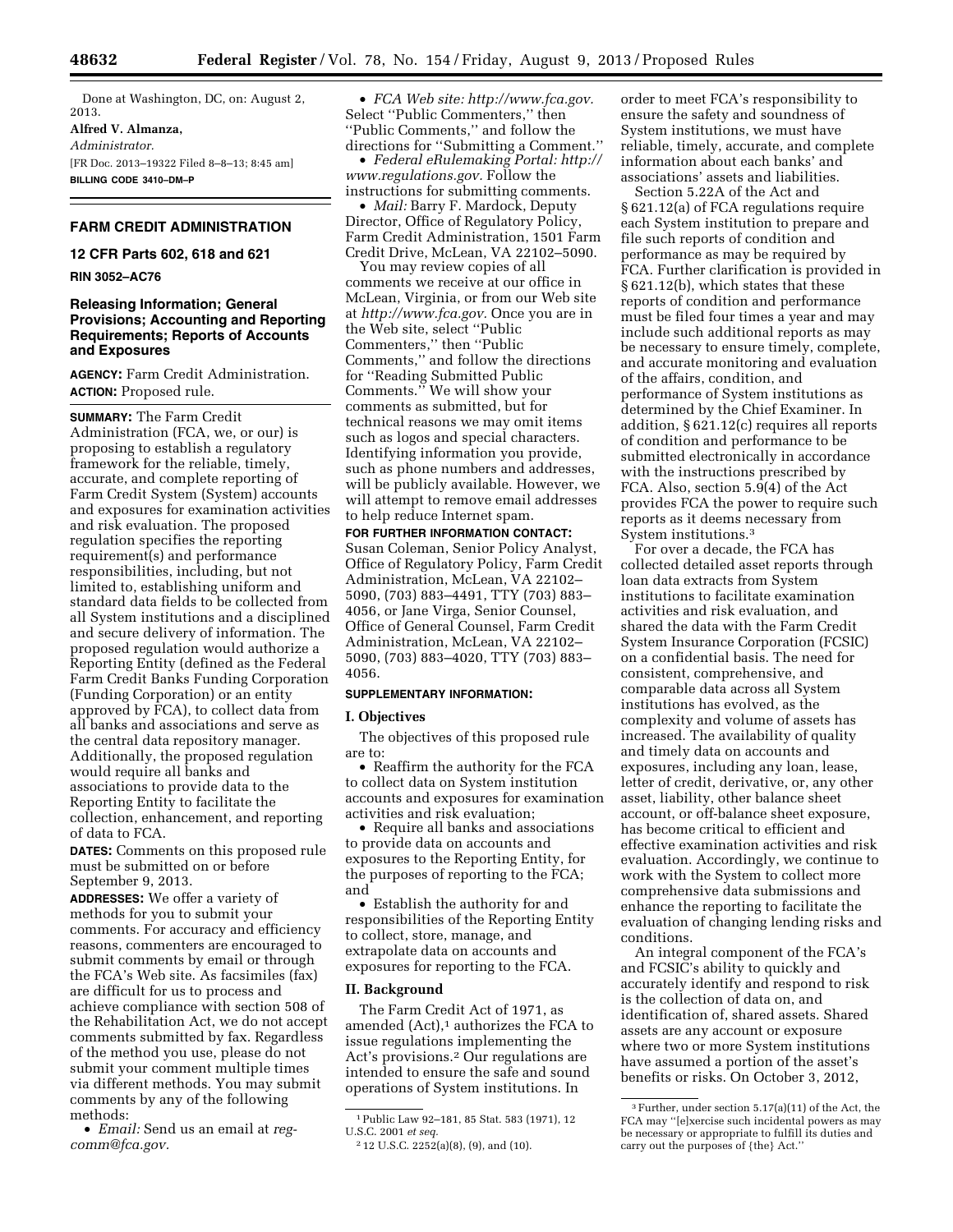Done at Washington, DC, on: August 2, 2013.

**Alfred V. Almanza,**

*Administrator.*

[FR Doc. 2013–19322 Filed 8–8–13; 8:45 am]

**BILLING CODE 3410–DM–P**

## FARM CREDIT ADMINISTRATION

### 12 CFR Parts 602, 618 and 621

**RIN 3052–AC76**

### Releasing Information; General Provisions; Accounting and Reporting Requirements; Reports of Accounts and Exposures

**AGENCY:** Farm Credit Administration.

**ACTION:** Proposed rule.

**SUMMARY:** The Farm Credit Administration (FCA, we, or our) is proposing to establish a regulatory framework for the reliable, timely, accurate, and complete reporting of Farm Credit System (System) accounts and exposures for examination activities and risk evaluation. The proposed regulation specifies the reporting requirement(s) and performance responsibilities, including, but not limited to, establishing uniform and standard data fields to be collected from all System institutions and a disciplined and secure delivery of information. The proposed regulation would authorize a Reporting Entity (defined as the Federal Farm Credit Banks Funding Corporation (Funding Corporation) or an entity approved by FCA), to collect data from all banks and associations and serve as the central data repository manager. Additionally, the proposed regulation would require all banks and associations to provide data to the Reporting Entity to facilitate the collection, enhancement, and reporting of data to FCA.

**DATES:** Comments on this proposed rule must be submitted on or before September 9, 2013.

**ADDRESSES:** We offer a variety of methods for you to submit your comments. For accuracy and efficiency reasons, commenters are encouraged to submit comments by email or through the FCA's Web site. As facsimiles (fax) are difficult for us to process and achieve compliance with section 508 of the Rehabilitation Act, we do not accept comments submitted by fax. Regardless of the method you use, please do not submit your comment multiple times via different methods. You may submit comments by any of the following methods:

- *Email:* Send us an email at *reg-comm@fca.gov.*
- *FCA Web site: http://www.fca.gov.* Select "Public Commenters," then "Public Comments," and follow the directions for "Submitting a Comment."
- *Federal eRulemaking Portal: http://www.regulations.gov.* Follow the instructions for submitting comments.
- *Mail:* Barry F. Mardock, Deputy Director, Office of Regulatory Policy, Farm Credit Administration, 1501 Farm Credit Drive, McLean, VA 22102–5090.

You may review copies of all comments we receive at our office in McLean, Virginia, or from our Web site at *http://www.fca.gov.* Once you are in the Web site, select "Public Commenters," then "Public Comments," and follow the directions for "Reading Submitted Public Comments." We will show your comments as submitted, but for technical reasons we may omit items such as logos and special characters. Identifying information you provide, such as phone numbers and addresses, will be publicly available. However, we will attempt to remove email addresses to help reduce Internet spam.

**FOR FURTHER INFORMATION CONTACT:** Susan Coleman, Senior Policy Analyst, Office of Regulatory Policy, Farm Credit Administration, McLean, VA 22102–5090, (703) 883–4491, TTY (703) 883–4056, or Jane Virga, Senior Counsel, Office of General Counsel, Farm Credit Administration, McLean, VA 22102–5090, (703) 883–4020, TTY (703) 883–4056.

**SUPPLEMENTARY INFORMATION:**

## I. Objectives

The objectives of this proposed rule are to:

- Reaffirm the authority for the FCA to collect data on System institution accounts and exposures for examination activities and risk evaluation;
- Require all banks and associations to provide data on accounts and exposures to the Reporting Entity, for the purposes of reporting to the FCA; and
- Establish the authority for and responsibilities of the Reporting Entity to collect, store, manage, and extrapolate data on accounts and exposures for reporting to the FCA.

## II. Background

The Farm Credit Act of 1971, as amended (Act),[1] authorizes the FCA to issue regulations implementing the Act's provisions.[2] Our regulations are intended to ensure the safe and sound operations of System institutions. In order to meet FCA's responsibility to ensure the safety and soundness of System institutions, we must have reliable, timely, accurate, and complete information about each banks' and associations' assets and liabilities.

Section 5.22A of the Act and § 621.12(a) of FCA regulations require each System institution to prepare and file such reports of condition and performance as may be required by FCA. Further clarification is provided in § 621.12(b), which states that these reports of condition and performance must be filed four times a year and may include such additional reports as may be necessary to ensure timely, complete, and accurate monitoring and evaluation of the affairs, condition, and performance of System institutions as determined by the Chief Examiner. In addition, § 621.12(c) requires all reports of condition and performance to be submitted electronically in accordance with the instructions prescribed by FCA. Also, section 5.9(4) of the Act provides FCA the power to require such reports as it deems necessary from System institutions.[3]

For over a decade, the FCA has collected detailed asset reports through loan data extracts from System institutions to facilitate examination activities and risk evaluation, and shared the data with the Farm Credit System Insurance Corporation (FCSIC) on a confidential basis. The need for consistent, comprehensive, and comparable data across all System institutions has evolved, as the complexity and volume of assets has increased. The availability of quality and timely data on accounts and exposures, including any loan, lease, letter of credit, derivative, or, any other asset, liability, other balance sheet account, or off-balance sheet exposure, has become critical to efficient and effective examination activities and risk evaluation. Accordingly, we continue to work with the System to collect more comprehensive data submissions and enhance the reporting to facilitate the evaluation of changing lending risks and conditions.

An integral component of the FCA's and FCSIC's ability to quickly and accurately identify and respond to risk is the collection of data on, and identification of, shared assets. Shared assets are any account or exposure where two or more System institutions have assumed a portion of the asset's benefits or risks. On October 3, 2012,

---

[1] Public Law 92–181, 85 Stat. 583 (1971), 12 U.S.C. 2001 *et seq.*

[2] 12 U.S.C. 2252(a)(8), (9), and (10).

[3] Further, under section 5.17(a)(11) of the Act, the FCA may "[e]xercise such incidental powers as may be necessary or appropriate to fulfill its duties and carry out the purposes of {the} Act."